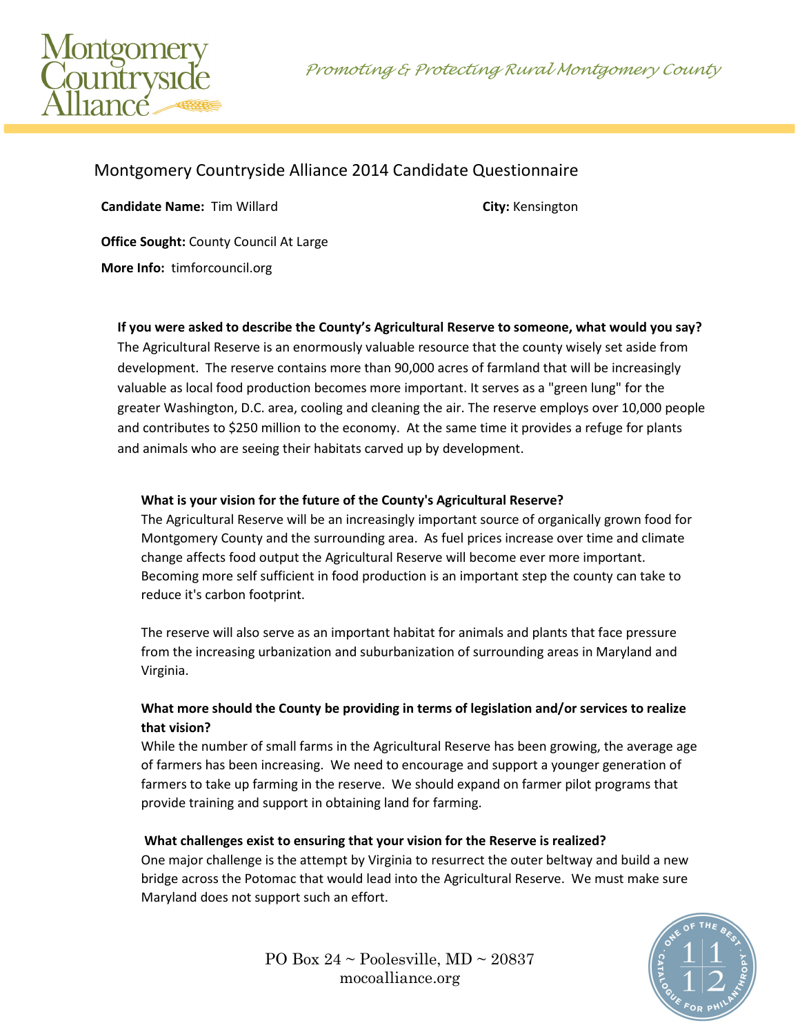# Montgomery Countryside Alliance 2014 Candidate Questionnaire

**Candidate Name:** Tim Willard

**City:** Kensington

**Office Sought:** County Council At Large

**More Info:** timforcouncil.org

**If you were asked to describe the County's Agricultural Reserve to someone, what would you say?**

The Agricultural Reserve is an enormously valuable resource that the county wisely set aside from development. The reserve contains more than 90,000 acres of farmland that will be increasingly valuable as local food production becomes more important. It serves as a "green lung" for the greater Washington, D.C. area, cooling and cleaning the air. The reserve employs over 10,000 people and contributes to $250 million to the economy. At the same time it provides a refuge for plants and animals who are seeing their habitats carved up by development.

**What is your vision for the future of the County's Agricultural Reserve?**

The Agricultural Reserve will be an increasingly important source of organically grown food for Montgomery County and the surrounding area. As fuel prices increase over time and climate change affects food output the Agricultural Reserve will become ever more important. Becoming more self sufficient in food production is an important step the county can take to reduce it's carbon footprint.

The reserve will also serve as an important habitat for animals and plants that face pressure from the increasing urbanization and suburbanization of surrounding areas in Maryland and Virginia.

**What more should the County be providing in terms of legislation and/or services to realize that vision?**

While the number of small farms in the Agricultural Reserve has been growing, the average age of farmers has been increasing. We need to encourage and support a younger generation of farmers to take up farming in the reserve. We should expand on farmer pilot programs that provide training and support in obtaining land for farming.

**What challenges exist to ensuring that your vision for the Reserve is realized?**

One major challenge is the attempt by Virginia to resurrect the outer beltway and build a new bridge across the Potomac that would lead into the Agricultural Reserve. We must make sure Maryland does not support such an effort.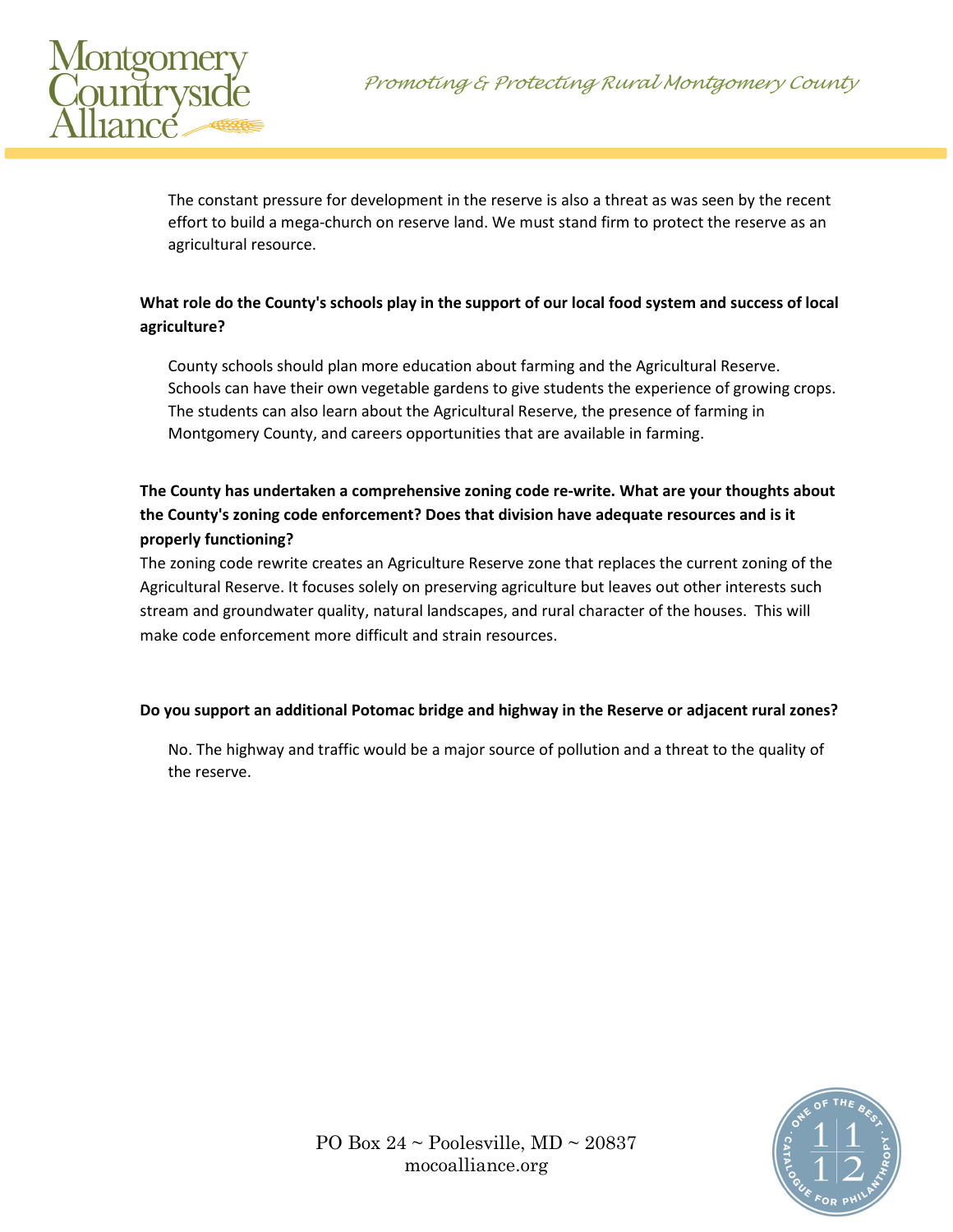The constant pressure for development in the reserve is also a threat as was seen by the recent effort to build a mega-church on reserve land. We must stand firm to protect the reserve as an agricultural resource.

**What role do the County's schools play in the support of our local food system and success of local agriculture?**

County schools should plan more education about farming and the Agricultural Reserve. Schools can have their own vegetable gardens to give students the experience of growing crops. The students can also learn about the Agricultural Reserve, the presence of farming in Montgomery County, and careers opportunities that are available in farming.

**The County has undertaken a comprehensive zoning code re-write. What are your thoughts about the County's zoning code enforcement? Does that division have adequate resources and is it properly functioning?**

The zoning code rewrite creates an Agriculture Reserve zone that replaces the current zoning of the Agricultural Reserve. It focuses solely on preserving agriculture but leaves out other interests such stream and groundwater quality, natural landscapes, and rural character of the houses. This will make code enforcement more difficult and strain resources.

**Do you support an additional Potomac bridge and highway in the Reserve or adjacent rural zones?**

No. The highway and traffic would be a major source of pollution and a threat to the quality of the reserve.